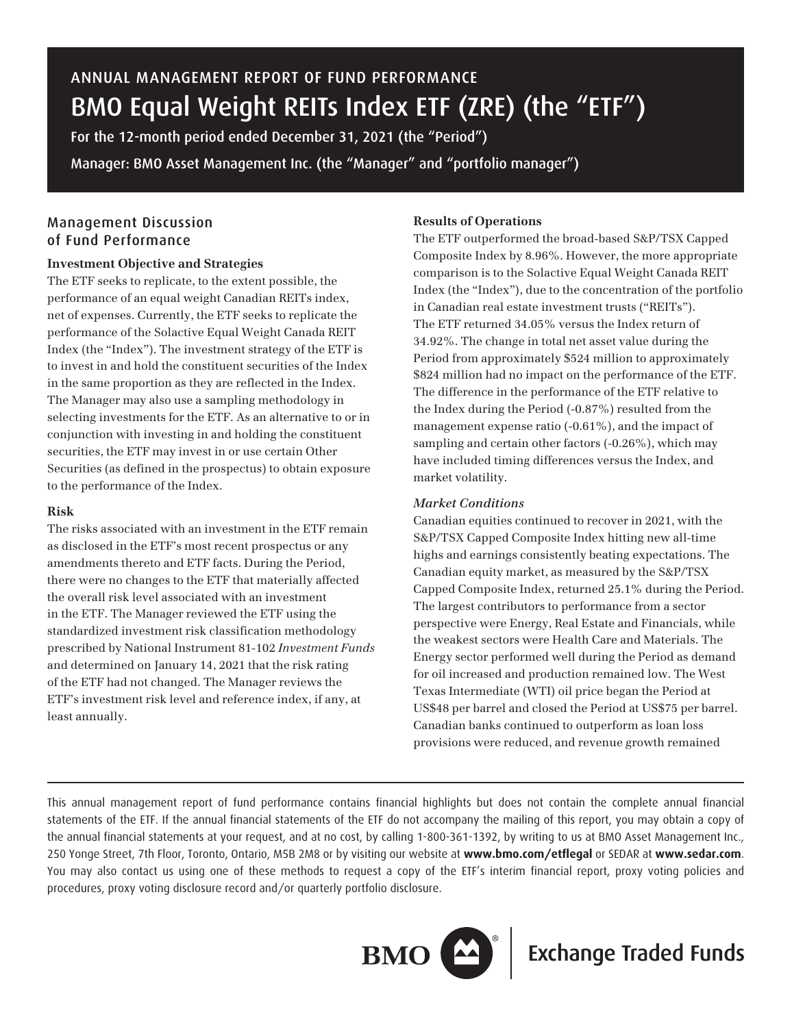# ANNUAL MANAGEMENT REPORT OF FUND PERFORMANCE
# BMO Equal Weight REITs Index ETF (ZRE) (the "ETF")

For the 12-month period ended December 31, 2021 (the "Period")

Manager: BMO Asset Management Inc. (the "Manager" and "portfolio manager")

## Management Discussion of Fund Performance

### Investment Objective and Strategies

The ETF seeks to replicate, to the extent possible, the performance of an equal weight Canadian REITs index, net of expenses. Currently, the ETF seeks to replicate the performance of the Solactive Equal Weight Canada REIT Index (the "Index"). The investment strategy of the ETF is to invest in and hold the constituent securities of the Index in the same proportion as they are reflected in the Index. The Manager may also use a sampling methodology in selecting investments for the ETF. As an alternative to or in conjunction with investing in and holding the constituent securities, the ETF may invest in or use certain Other Securities (as defined in the prospectus) to obtain exposure to the performance of the Index.

### Risk

The risks associated with an investment in the ETF remain as disclosed in the ETF's most recent prospectus or any amendments thereto and ETF facts. During the Period, there were no changes to the ETF that materially affected the overall risk level associated with an investment in the ETF. The Manager reviewed the ETF using the standardized investment risk classification methodology prescribed by National Instrument 81-102 *Investment Funds* and determined on January 14, 2021 that the risk rating of the ETF had not changed. The Manager reviews the ETF's investment risk level and reference index, if any, at least annually.

### Results of Operations

The ETF outperformed the broad-based S&P/TSX Capped Composite Index by 8.96%. However, the more appropriate comparison is to the Solactive Equal Weight Canada REIT Index (the "Index"), due to the concentration of the portfolio in Canadian real estate investment trusts ("REITs"). The ETF returned 34.05% versus the Index return of 34.92%. The change in total net asset value during the Period from approximately $524 million to approximately $824 million had no impact on the performance of the ETF. The difference in the performance of the ETF relative to the Index during the Period (-0.87%) resulted from the management expense ratio (-0.61%), and the impact of sampling and certain other factors (-0.26%), which may have included timing differences versus the Index, and market volatility.

#### *Market Conditions*

Canadian equities continued to recover in 2021, with the S&P/TSX Capped Composite Index hitting new all-time highs and earnings consistently beating expectations. The Canadian equity market, as measured by the S&P/TSX Capped Composite Index, returned 25.1% during the Period. The largest contributors to performance from a sector perspective were Energy, Real Estate and Financials, while the weakest sectors were Health Care and Materials. The Energy sector performed well during the Period as demand for oil increased and production remained low. The West Texas Intermediate (WTI) oil price began the Period at US$48 per barrel and closed the Period at US$75 per barrel. Canadian banks continued to outperform as loan loss provisions were reduced, and revenue growth remained

This annual management report of fund performance contains financial highlights but does not contain the complete annual financial statements of the ETF. If the annual financial statements of the ETF do not accompany the mailing of this report, you may obtain a copy of the annual financial statements at your request, and at no cost, by calling 1-800-361-1392, by writing to us at BMO Asset Management Inc., 250 Yonge Street, 7th Floor, Toronto, Ontario, M5B 2M8 or by visiting our website at **www.bmo.com/etflegal** or SEDAR at **www.sedar.com**. You may also contact us using one of these methods to request a copy of the ETF's interim financial report, proxy voting policies and procedures, proxy voting disclosure record and/or quarterly portfolio disclosure.

BMO Exchange Traded Funds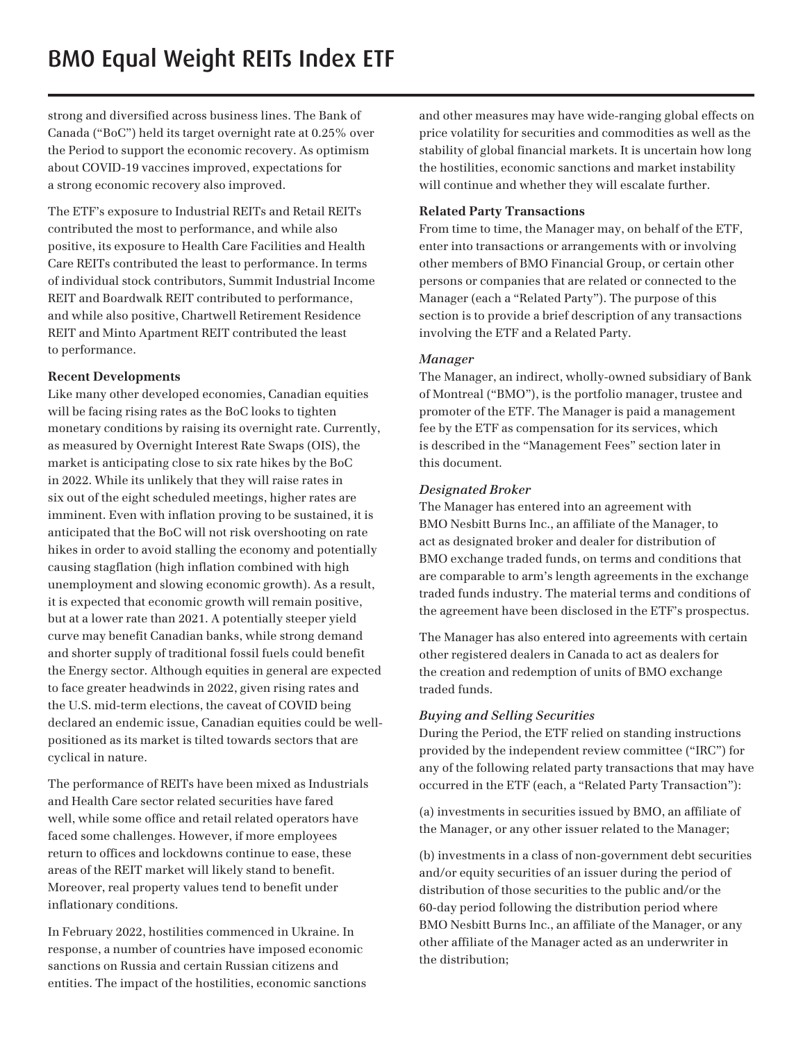strong and diversified across business lines. The Bank of Canada ("BoC") held its target overnight rate at 0.25% over the Period to support the economic recovery. As optimism about COVID-19 vaccines improved, expectations for a strong economic recovery also improved.

The ETF's exposure to Industrial REITs and Retail REITs contributed the most to performance, and while also positive, its exposure to Health Care Facilities and Health Care REITs contributed the least to performance. In terms of individual stock contributors, Summit Industrial Income REIT and Boardwalk REIT contributed to performance, and while also positive, Chartwell Retirement Residence REIT and Minto Apartment REIT contributed the least to performance.

**Recent Developments**

Like many other developed economies, Canadian equities will be facing rising rates as the BoC looks to tighten monetary conditions by raising its overnight rate. Currently, as measured by Overnight Interest Rate Swaps (OIS), the market is anticipating close to six rate hikes by the BoC in 2022. While its unlikely that they will raise rates in six out of the eight scheduled meetings, higher rates are imminent. Even with inflation proving to be sustained, it is anticipated that the BoC will not risk overshooting on rate hikes in order to avoid stalling the economy and potentially causing stagflation (high inflation combined with high unemployment and slowing economic growth). As a result, it is expected that economic growth will remain positive, but at a lower rate than 2021. A potentially steeper yield curve may benefit Canadian banks, while strong demand and shorter supply of traditional fossil fuels could benefit the Energy sector. Although equities in general are expected to face greater headwinds in 2022, given rising rates and the U.S. mid-term elections, the caveat of COVID being declared an endemic issue, Canadian equities could be well-positioned as its market is tilted towards sectors that are cyclical in nature.

The performance of REITs have been mixed as Industrials and Health Care sector related securities have fared well, while some office and retail related operators have faced some challenges. However, if more employees return to offices and lockdowns continue to ease, these areas of the REIT market will likely stand to benefit. Moreover, real property values tend to benefit under inflationary conditions.

In February 2022, hostilities commenced in Ukraine. In response, a number of countries have imposed economic sanctions on Russia and certain Russian citizens and entities. The impact of the hostilities, economic sanctions and other measures may have wide-ranging global effects on price volatility for securities and commodities as well as the stability of global financial markets. It is uncertain how long the hostilities, economic sanctions and market instability will continue and whether they will escalate further.

**Related Party Transactions**

From time to time, the Manager may, on behalf of the ETF, enter into transactions or arrangements with or involving other members of BMO Financial Group, or certain other persons or companies that are related or connected to the Manager (each a "Related Party"). The purpose of this section is to provide a brief description of any transactions involving the ETF and a Related Party.

***Manager***

The Manager, an indirect, wholly-owned subsidiary of Bank of Montreal ("BMO"), is the portfolio manager, trustee and promoter of the ETF. The Manager is paid a management fee by the ETF as compensation for its services, which is described in the "Management Fees" section later in this document.

***Designated Broker***

The Manager has entered into an agreement with BMO Nesbitt Burns Inc., an affiliate of the Manager, to act as designated broker and dealer for distribution of BMO exchange traded funds, on terms and conditions that are comparable to arm's length agreements in the exchange traded funds industry. The material terms and conditions of the agreement have been disclosed in the ETF's prospectus.

The Manager has also entered into agreements with certain other registered dealers in Canada to act as dealers for the creation and redemption of units of BMO exchange traded funds.

***Buying and Selling Securities***

During the Period, the ETF relied on standing instructions provided by the independent review committee ("IRC") for any of the following related party transactions that may have occurred in the ETF (each, a "Related Party Transaction"):

(a) investments in securities issued by BMO, an affiliate of the Manager, or any other issuer related to the Manager;

(b) investments in a class of non-government debt securities and/or equity securities of an issuer during the period of distribution of those securities to the public and/or the 60-day period following the distribution period where BMO Nesbitt Burns Inc., an affiliate of the Manager, or any other affiliate of the Manager acted as an underwriter in the distribution;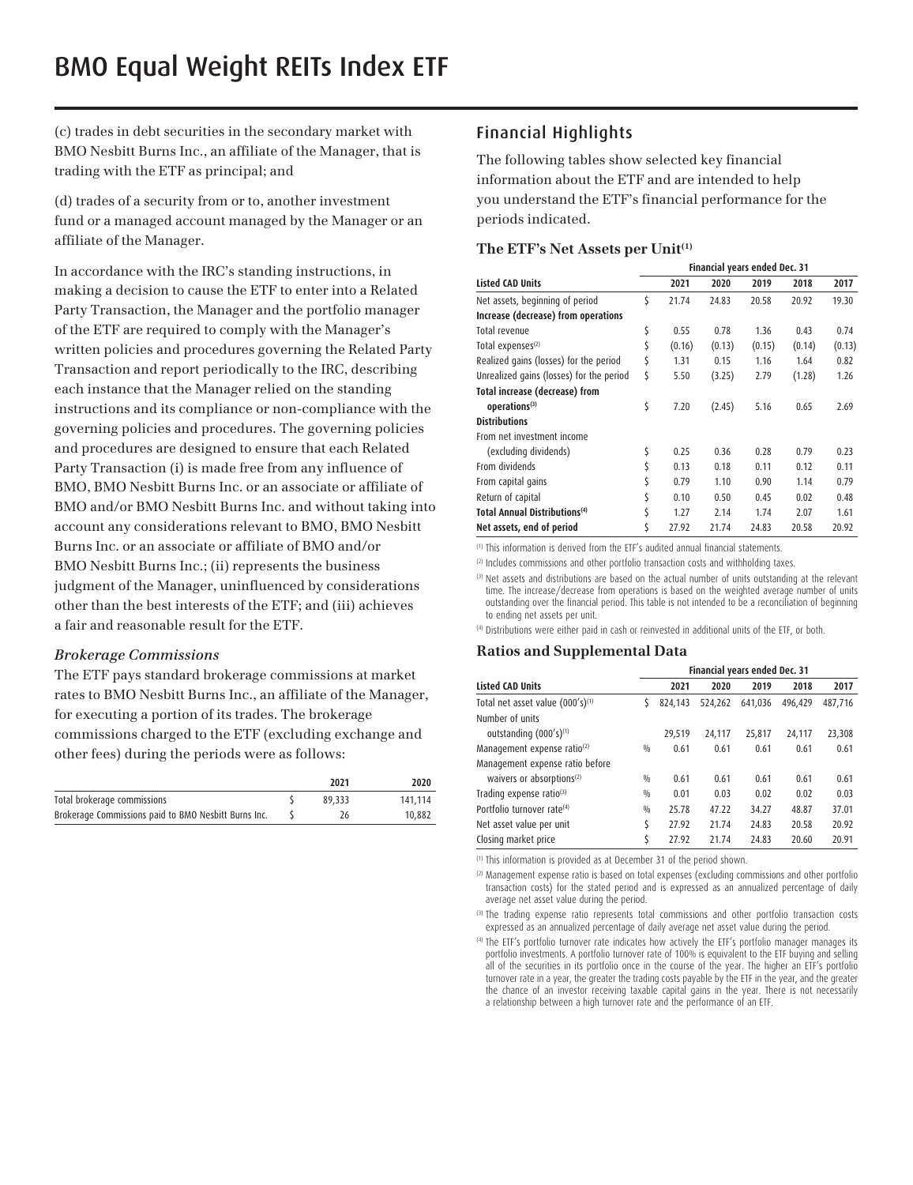# BMO Equal Weight REITs Index ETF

(c) trades in debt securities in the secondary market with BMO Nesbitt Burns Inc., an affiliate of the Manager, that is trading with the ETF as principal; and

(d) trades of a security from or to, another investment fund or a managed account managed by the Manager or an affiliate of the Manager.

In accordance with the IRC's standing instructions, in making a decision to cause the ETF to enter into a Related Party Transaction, the Manager and the portfolio manager of the ETF are required to comply with the Manager's written policies and procedures governing the Related Party Transaction and report periodically to the IRC, describing each instance that the Manager relied on the standing instructions and its compliance or non-compliance with the governing policies and procedures. The governing policies and procedures are designed to ensure that each Related Party Transaction (i) is made free from any influence of BMO, BMO Nesbitt Burns Inc. or an associate or affiliate of BMO and/or BMO Nesbitt Burns Inc. and without taking into account any considerations relevant to BMO, BMO Nesbitt Burns Inc. or an associate or affiliate of BMO and/or BMO Nesbitt Burns Inc.; (ii) represents the business judgment of the Manager, uninfluenced by considerations other than the best interests of the ETF; and (iii) achieves a fair and reasonable result for the ETF.

### *Brokerage Commissions*

The ETF pays standard brokerage commissions at market rates to BMO Nesbitt Burns Inc., an affiliate of the Manager, for executing a portion of its trades. The brokerage commissions charged to the ETF (excluding exchange and other fees) during the periods were as follows:

| | | 2021 | 2020 |
|---|---|---|---|
| Total brokerage commissions | $ | 89,333 | 141,114 |
| Brokerage Commissions paid to BMO Nesbitt Burns Inc. | $ | 26 | 10,882 |

## Financial Highlights

The following tables show selected key financial information about the ETF and are intended to help you understand the ETF's financial performance for the periods indicated.

### The ETF's Net Assets per Unit[1]

| | | Financial years ended Dec. 31 | | | | |
|---|---|---|---|---|---|---|
| **Listed CAD Units** | | **2021** | **2020** | **2019** | **2018** | **2017** |
| Net assets, beginning of period | $ | 21.74 | 24.83 | 20.58 | 20.92 | 19.30 |
| **Increase (decrease) from operations** | | | | | | |
| Total revenue | $ | 0.55 | 0.78 | 1.36 | 0.43 | 0.74 |
| Total expenses[2] | $ | (0.16) | (0.13) | (0.15) | (0.14) | (0.13) |
| Realized gains (losses) for the period | $ | 1.31 | 0.15 | 1.16 | 1.64 | 0.82 |
| Unrealized gains (losses) for the period | $ | 5.50 | (3.25) | 2.79 | (1.28) | 1.26 |
| **Total increase (decrease) from operations[3]** | $ | 7.20 | (2.45) | 5.16 | 0.65 | 2.69 |
| **Distributions** | | | | | | |
| From net investment income (excluding dividends) | $ | 0.25 | 0.36 | 0.28 | 0.79 | 0.23 |
| From dividends | $ | 0.13 | 0.18 | 0.11 | 0.12 | 0.11 |
| From capital gains | $ | 0.79 | 1.10 | 0.90 | 1.14 | 0.79 |
| Return of capital | $ | 0.10 | 0.50 | 0.45 | 0.02 | 0.48 |
| **Total Annual Distributions[4]** | $ | 1.27 | 2.14 | 1.74 | 2.07 | 1.61 |
| **Net assets, end of period** | $ | 27.92 | 21.74 | 24.83 | 20.58 | 20.92 |

[1] This information is derived from the ETF's audited annual financial statements.

[2] Includes commissions and other portfolio transaction costs and withholding taxes.

[3] Net assets and distributions are based on the actual number of units outstanding at the relevant time. The increase/decrease from operations is based on the weighted average number of units outstanding over the financial period. This table is not intended to be a reconciliation of beginning to ending net assets per unit.

[4] Distributions were either paid in cash or reinvested in additional units of the ETF, or both.

### Ratios and Supplemental Data

| | | Financial years ended Dec. 31 | | | | |
|---|---|---|---|---|---|---|
| **Listed CAD Units** | | **2021** | **2020** | **2019** | **2018** | **2017** |
| Total net asset value (000's)[1] | $ | 824,143 | 524,262 | 641,036 | 496,429 | 487,716 |
| Number of units outstanding (000's)[1] | | 29,519 | 24,117 | 25,817 | 24,117 | 23,308 |
| Management expense ratio[2] | % | 0.61 | 0.61 | 0.61 | 0.61 | 0.61 |
| Management expense ratio before waivers or absorptions[2] | % | 0.61 | 0.61 | 0.61 | 0.61 | 0.61 |
| Trading expense ratio[3] | % | 0.01 | 0.03 | 0.02 | 0.02 | 0.03 |
| Portfolio turnover rate[4] | % | 25.78 | 47.22 | 34.27 | 48.87 | 37.01 |
| Net asset value per unit | $ | 27.92 | 21.74 | 24.83 | 20.58 | 20.92 |
| Closing market price | $ | 27.92 | 21.74 | 24.83 | 20.60 | 20.91 |

[1] This information is provided as at December 31 of the period shown.

[2] Management expense ratio is based on total expenses (excluding commissions and other portfolio transaction costs) for the stated period and is expressed as an annualized percentage of daily average net asset value during the period.

[3] The trading expense ratio represents total commissions and other portfolio transaction costs expressed as an annualized percentage of daily average net asset value during the period.

[4] The ETF's portfolio turnover rate indicates how actively the ETF's portfolio manager manages its portfolio investments. A portfolio turnover rate of 100% is equivalent to the ETF buying and selling all of the securities in its portfolio once in the course of the year. The higher an ETF's portfolio turnover rate in a year, the greater the trading costs payable by the ETF in the year, and the greater the chance of an investor receiving taxable capital gains in the year. There is not necessarily a relationship between a high turnover rate and the performance of an ETF.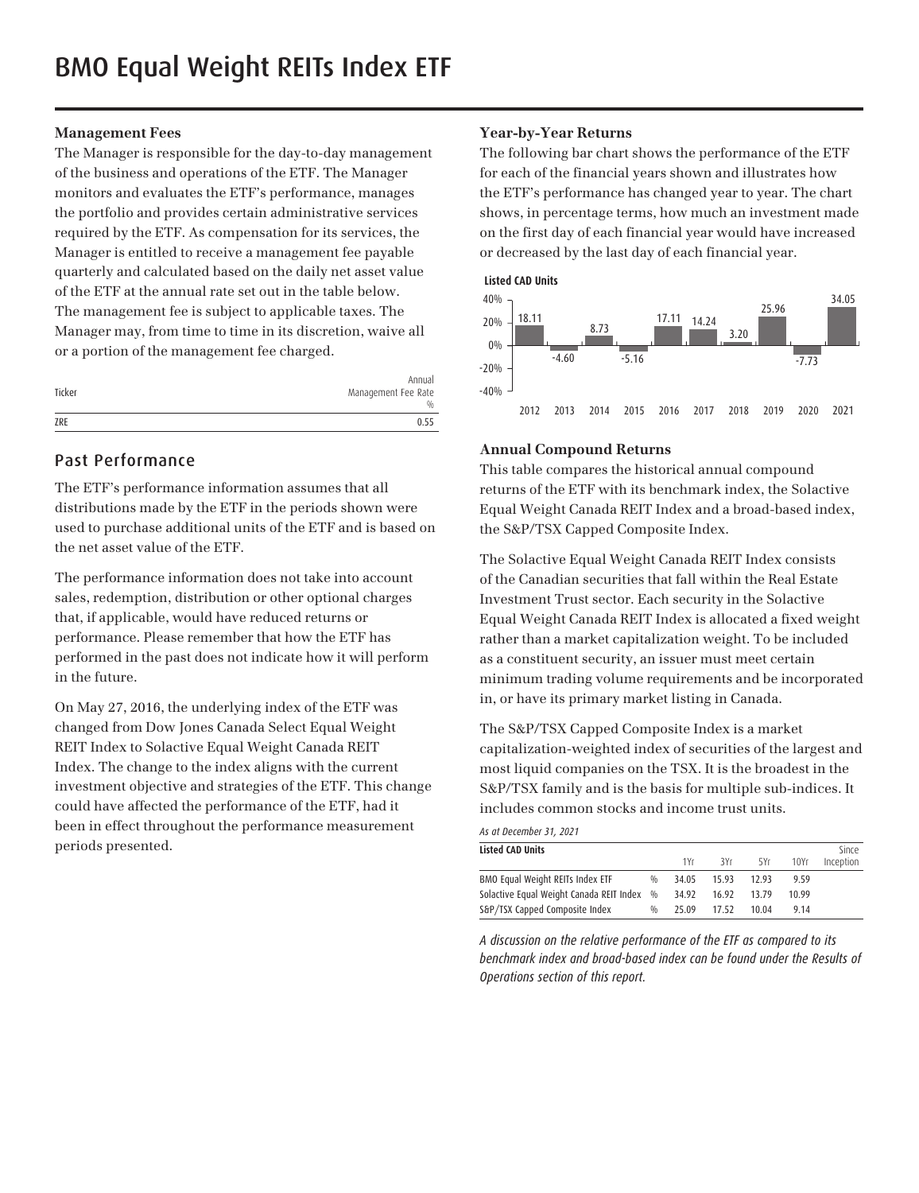# BMO Equal Weight REITs Index ETF

### Management Fees

The Manager is responsible for the day-to-day management of the business and operations of the ETF. The Manager monitors and evaluates the ETF's performance, manages the portfolio and provides certain administrative services required by the ETF. As compensation for its services, the Manager is entitled to receive a management fee payable quarterly and calculated based on the daily net asset value of the ETF at the annual rate set out in the table below. The management fee is subject to applicable taxes. The Manager may, from time to time in its discretion, waive all or a portion of the management fee charged.

| Ticker | Annual Management Fee Rate % |
|---|---|
| ZRE | 0.55 |

## Past Performance

The ETF's performance information assumes that all distributions made by the ETF in the periods shown were used to purchase additional units of the ETF and is based on the net asset value of the ETF.

The performance information does not take into account sales, redemption, distribution or other optional charges that, if applicable, would have reduced returns or performance. Please remember that how the ETF has performed in the past does not indicate how it will perform in the future.

On May 27, 2016, the underlying index of the ETF was changed from Dow Jones Canada Select Equal Weight REIT Index to Solactive Equal Weight Canada REIT Index. The change to the index aligns with the current investment objective and strategies of the ETF. This change could have affected the performance of the ETF, had it been in effect throughout the performance measurement periods presented.

### Year-by-Year Returns

The following bar chart shows the performance of the ETF for each of the financial years shown and illustrates how the ETF's performance has changed year to year. The chart shows, in percentage terms, how much an investment made on the first day of each financial year would have increased or decreased by the last day of each financial year.

**Listed CAD Units**

| Year | Return (%) |
|---|---|
| 2012 | 18.11 |
| 2013 | -4.60 |
| 2014 | 8.73 |
| 2015 | -5.16 |
| 2016 | 17.11 |
| 2017 | 14.24 |
| 2018 | 3.20 |
| 2019 | 25.96 |
| 2020 | -7.73 |
| 2021 | 34.05 |

### Annual Compound Returns

This table compares the historical annual compound returns of the ETF with its benchmark index, the Solactive Equal Weight Canada REIT Index and a broad-based index, the S&P/TSX Capped Composite Index.

The Solactive Equal Weight Canada REIT Index consists of the Canadian securities that fall within the Real Estate Investment Trust sector. Each security in the Solactive Equal Weight Canada REIT Index is allocated a fixed weight rather than a market capitalization weight. To be included as a constituent security, an issuer must meet certain minimum trading volume requirements and be incorporated in, or have its primary market listing in Canada.

The S&P/TSX Capped Composite Index is a market capitalization-weighted index of securities of the largest and most liquid companies on the TSX. It is the broadest in the S&P/TSX family and is the basis for multiple sub-indices. It includes common stocks and income trust units.

*As at December 31, 2021*

| Listed CAD Units | | 1Yr | 3Yr | 5Yr | 10Yr | Since Inception |
|---|---|---|---|---|---|---|
| BMO Equal Weight REITs Index ETF | % | 34.05 | 15.93 | 12.93 | 9.59 | |
| Solactive Equal Weight Canada REIT Index | % | 34.92 | 16.92 | 13.79 | 10.99 | |
| S&P/TSX Capped Composite Index | % | 25.09 | 17.52 | 10.04 | 9.14 | |

*A discussion on the relative performance of the ETF as compared to its benchmark index and broad-based index can be found under the Results of Operations section of this report.*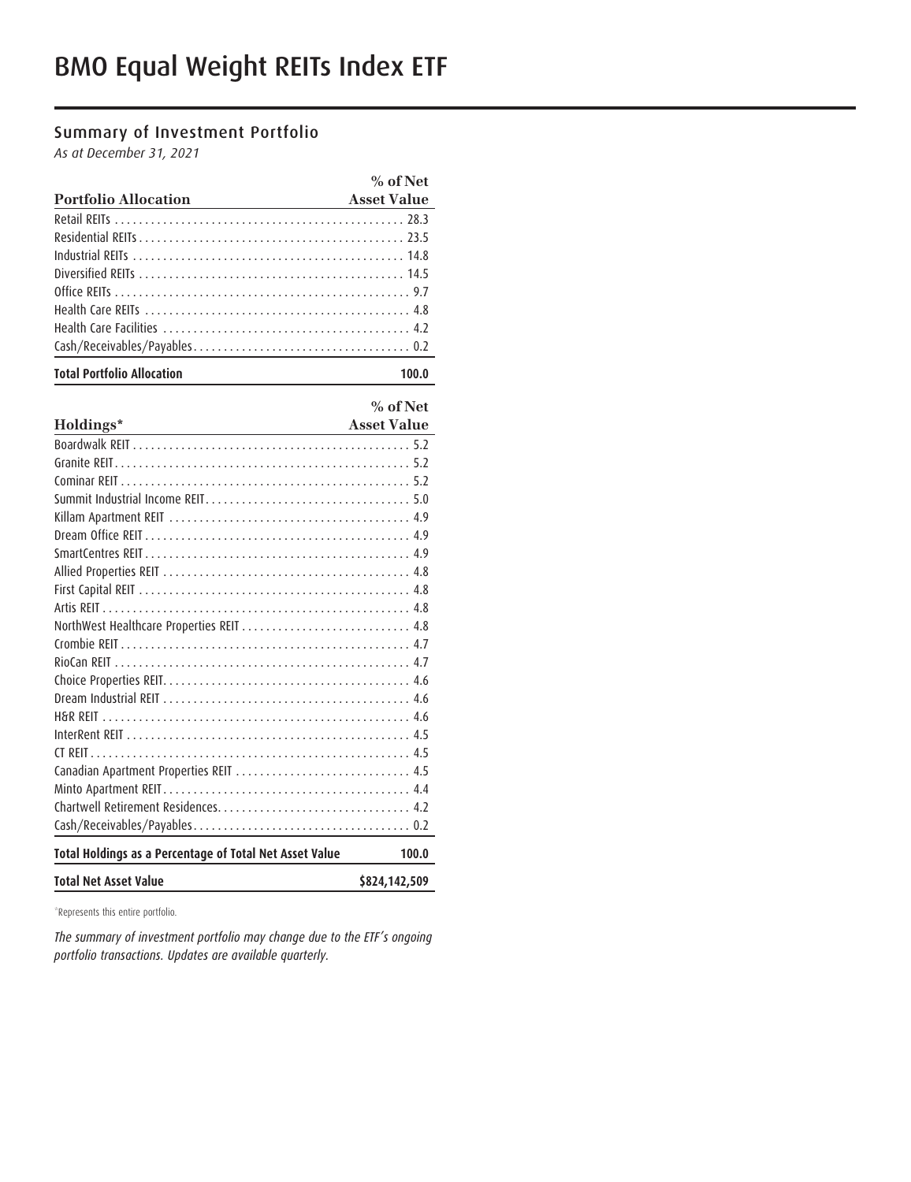# BMO Equal Weight REITs Index ETF

## Summary of Investment Portfolio

*As at December 31, 2021*

| Portfolio Allocation | % of Net Asset Value |
|---|---|
| Retail REITs | 28.3 |
| Residential REITs | 23.5 |
| Industrial REITs | 14.8 |
| Diversified REITs | 14.5 |
| Office REITs | 9.7 |
| Health Care REITs | 4.8 |
| Health Care Facilities | 4.2 |
| Cash/Receivables/Payables | 0.2 |
| **Total Portfolio Allocation** | **100.0** |

| Holdings* | % of Net Asset Value |
|---|---|
| Boardwalk REIT | 5.2 |
| Granite REIT | 5.2 |
| Cominar REIT | 5.2 |
| Summit Industrial Income REIT | 5.0 |
| Killam Apartment REIT | 4.9 |
| Dream Office REIT | 4.9 |
| SmartCentres REIT | 4.9 |
| Allied Properties REIT | 4.8 |
| First Capital REIT | 4.8 |
| Artis REIT | 4.8 |
| NorthWest Healthcare Properties REIT | 4.8 |
| Crombie REIT | 4.7 |
| RioCan REIT | 4.7 |
| Choice Properties REIT | 4.6 |
| Dream Industrial REIT | 4.6 |
| H&R REIT | 4.6 |
| InterRent REIT | 4.5 |
| CT REIT | 4.5 |
| Canadian Apartment Properties REIT | 4.5 |
| Minto Apartment REIT | 4.4 |
| Chartwell Retirement Residences | 4.2 |
| Cash/Receivables/Payables | 0.2 |
| **Total Holdings as a Percentage of Total Net Asset Value** | **100.0** |
| **Total Net Asset Value** | **$824,142,509** |

*Represents this entire portfolio.

*The summary of investment portfolio may change due to the ETF's ongoing portfolio transactions. Updates are available quarterly.*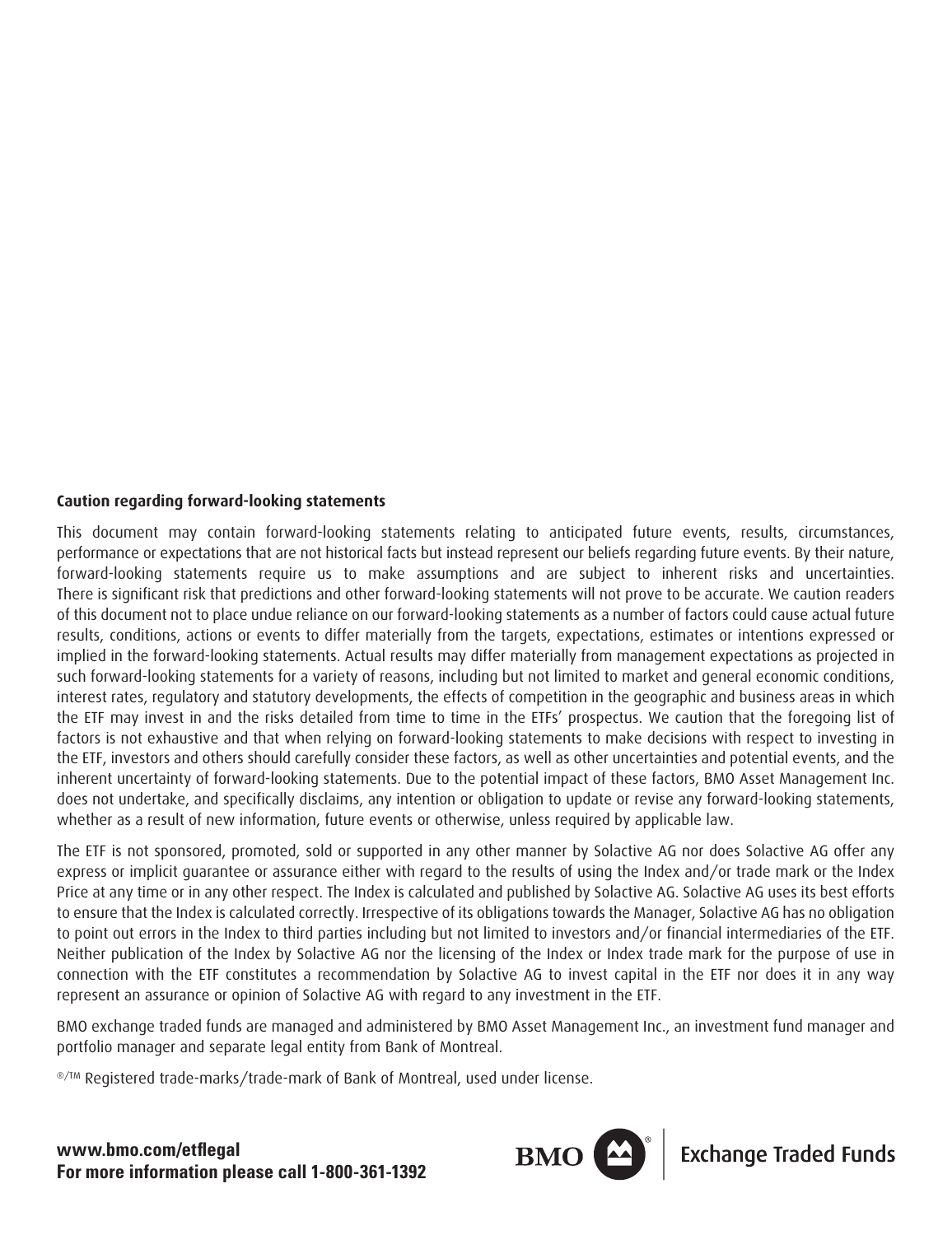**Caution regarding forward-looking statements**

This document may contain forward-looking statements relating to anticipated future events, results, circumstances, performance or expectations that are not historical facts but instead represent our beliefs regarding future events. By their nature, forward-looking statements require us to make assumptions and are subject to inherent risks and uncertainties. There is significant risk that predictions and other forward-looking statements will not prove to be accurate. We caution readers of this document not to place undue reliance on our forward-looking statements as a number of factors could cause actual future results, conditions, actions or events to differ materially from the targets, expectations, estimates or intentions expressed or implied in the forward-looking statements. Actual results may differ materially from management expectations as projected in such forward-looking statements for a variety of reasons, including but not limited to market and general economic conditions, interest rates, regulatory and statutory developments, the effects of competition in the geographic and business areas in which the ETF may invest in and the risks detailed from time to time in the ETFs' prospectus. We caution that the foregoing list of factors is not exhaustive and that when relying on forward-looking statements to make decisions with respect to investing in the ETF, investors and others should carefully consider these factors, as well as other uncertainties and potential events, and the inherent uncertainty of forward-looking statements. Due to the potential impact of these factors, BMO Asset Management Inc. does not undertake, and specifically disclaims, any intention or obligation to update or revise any forward-looking statements, whether as a result of new information, future events or otherwise, unless required by applicable law.

The ETF is not sponsored, promoted, sold or supported in any other manner by Solactive AG nor does Solactive AG offer any express or implicit guarantee or assurance either with regard to the results of using the Index and/or trade mark or the Index Price at any time or in any other respect. The Index is calculated and published by Solactive AG. Solactive AG uses its best efforts to ensure that the Index is calculated correctly. Irrespective of its obligations towards the Manager, Solactive AG has no obligation to point out errors in the Index to third parties including but not limited to investors and/or financial intermediaries of the ETF. Neither publication of the Index by Solactive AG nor the licensing of the Index or Index trade mark for the purpose of use in connection with the ETF constitutes a recommendation by Solactive AG to invest capital in the ETF nor does it in any way represent an assurance or opinion of Solactive AG with regard to any investment in the ETF.

BMO exchange traded funds are managed and administered by BMO Asset Management Inc., an investment fund manager and portfolio manager and separate legal entity from Bank of Montreal.

®/™ Registered trade-marks/trade-mark of Bank of Montreal, used under license.

**www.bmo.com/etflegal**
**For more information please call 1-800-361-1392**

BMO Exchange Traded Funds